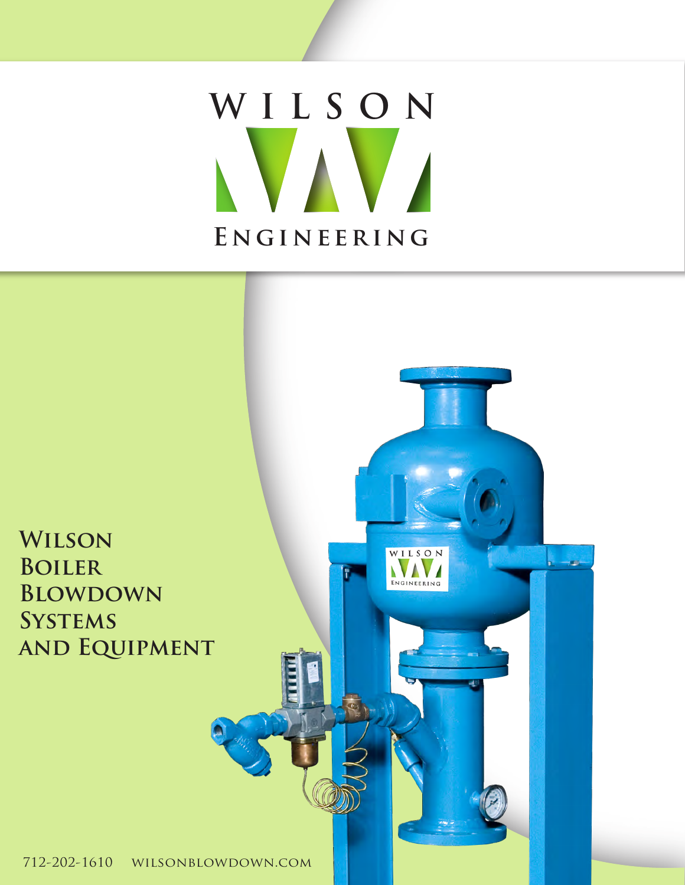# WILSON ENGINEERING

## Wilson Boiler Blowdown Systems and Equipment

712-202-1610 wilsonblowdown.com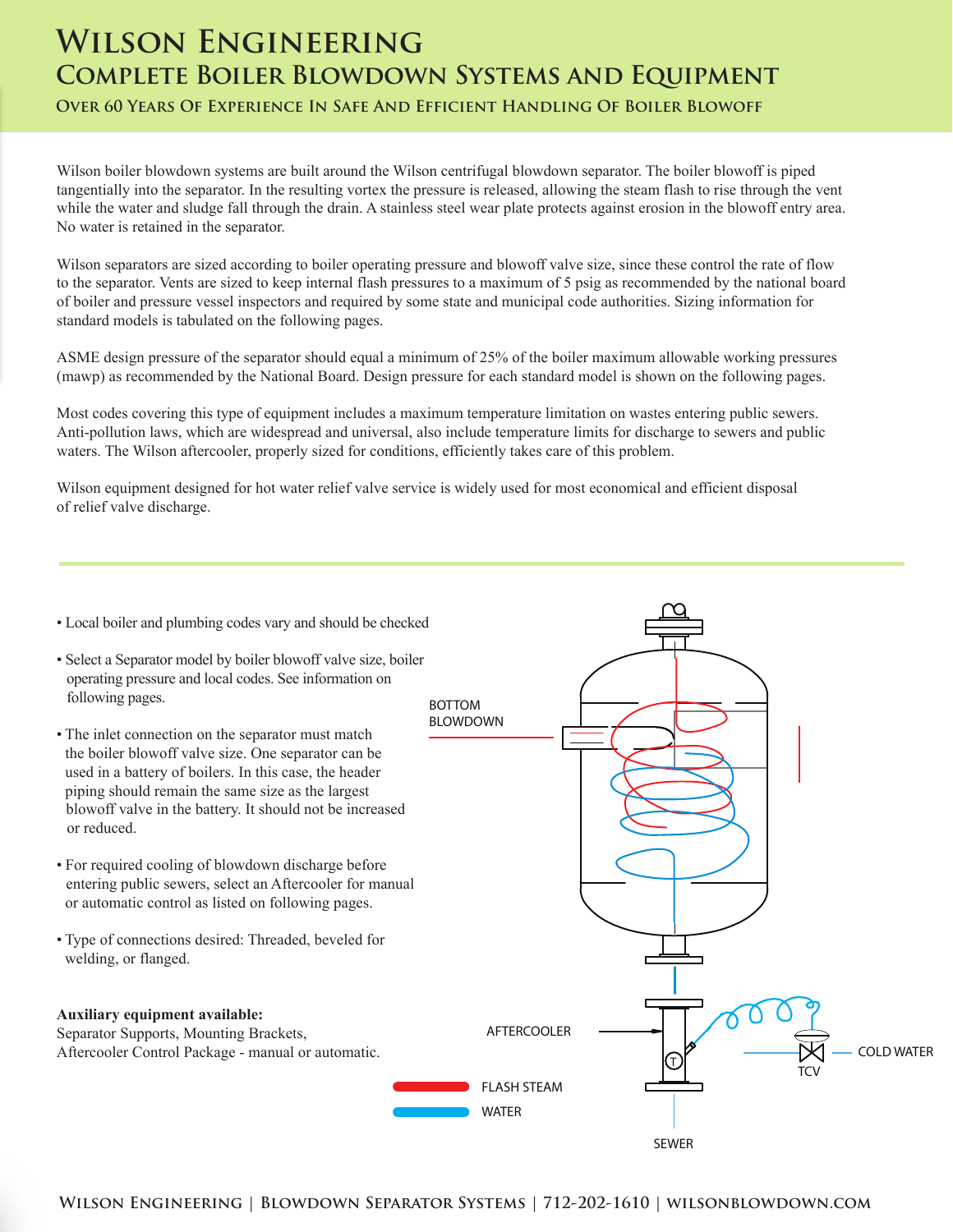# Wilson Engineering

## Complete Boiler Blowdown Systems and Equipment

### Over 60 Years Of Experience In Safe And Efficient Handling Of Boiler Blowoff

Wilson boiler blowdown systems are built around the Wilson centrifugal blowdown separator. The boiler blowoff is piped tangentially into the separator. In the resulting vortex the pressure is released, allowing the steam flash to rise through the vent while the water and sludge fall through the drain. A stainless steel wear plate protects against erosion in the blowoff entry area. No water is retained in the separator.

Wilson separators are sized according to boiler operating pressure and blowoff valve size, since these control the rate of flow to the separator. Vents are sized to keep internal flash pressures to a maximum of 5 psig as recommended by the national board of boiler and pressure vessel inspectors and required by some state and municipal code authorities. Sizing information for standard models is tabulated on the following pages.

ASME design pressure of the separator should equal a minimum of 25% of the boiler maximum allowable working pressures (mawp) as recommended by the National Board. Design pressure for each standard model is shown on the following pages.

Most codes covering this type of equipment includes a maximum temperature limitation on wastes entering public sewers. Anti-pollution laws, which are widespread and universal, also include temperature limits for discharge to sewers and public waters. The Wilson aftercooler, properly sized for conditions, efficiently takes care of this problem.

Wilson equipment designed for hot water relief valve service is widely used for most economical and efficient disposal of relief valve discharge.

- Local boiler and plumbing codes vary and should be checked
- Select a Separator model by boiler blowoff valve size, boiler operating pressure and local codes. See information on following pages.
- The inlet connection on the separator must match the boiler blowoff valve size. One separator can be used in a battery of boilers. In this case, the header piping should remain the same size as the largest blowoff valve in the battery. It should not be increased or reduced.
- For required cooling of blowdown discharge before entering public sewers, select an Aftercooler for manual or automatic control as listed on following pages.
- Type of connections desired: Threaded, beveled for welding, or flanged.

**Auxiliary equipment available:**
Separator Supports, Mounting Brackets,
Aftercooler Control Package - manual or automatic.

BOTTOM BLOWDOWN

AFTERCOOLER

T

COLD WATER

TCV

SEWER

FLASH STEAM

WATER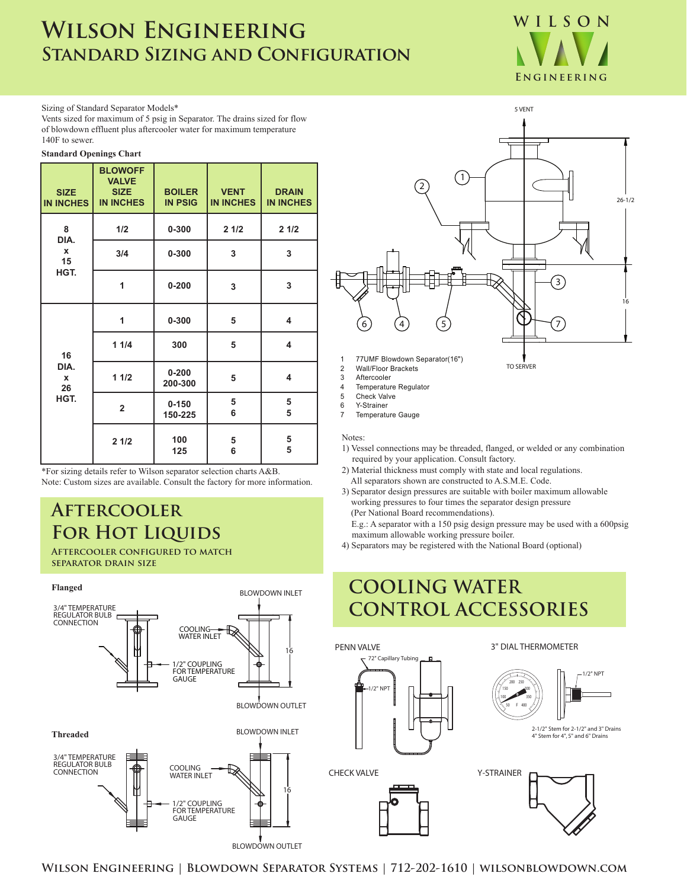# Wilson Engineering
## Standard Sizing and Configuration

Sizing of Standard Separator Models*
Vents sized for maximum of 5 psig in Separator. The drains sized for flow of blowdown effluent plus aftercooler water for maximum temperature 140F to sewer.

**Standard Openings Chart**

| SIZE IN INCHES | BLOWOFF VALVE SIZE IN INCHES | BOILER IN PSIG | VENT IN INCHES | DRAIN IN INCHES |
|---|---|---|---|---|
| 8 DIA. x 15 HGT. | 1/2 | 0-300 | 2 1/2 | 2 1/2 |
| | 3/4 | 0-300 | 3 | 3 |
| | 1 | 0-200 | 3 | 3 |
| 16 DIA. x 26 HGT. | 1 | 0-300 | 5 | 4 |
| | 1 1/4 | 300 | 5 | 4 |
| | 1 1/2 | 0-200<br>200-300 | 5 | 4 |
| | 2 | 0-150<br>150-225 | 5<br>6 | 5<br>5 |
| | 2 1/2 | 100<br>125 | 5<br>6 | 5<br>5 |

*For sizing details refer to Wilson separator selection charts A&B.
Note: Custom sizes are available. Consult the factory for more information.

5 VENT

26-1/2

16

TO SERVER

1. 77UMF Blowdown Separator(16")
2. Wall/Floor Brackets
3. Aftercooler
4. Temperature Regulator
5. Check Valve
6. Y-Strainer
7. Temperature Gauge

Notes:

1) Vessel connections may be threaded, flanged, or welded or any combination required by your application. Consult factory.
2) Material thickness must comply with state and local regulations. All separators shown are constructed to A.S.M.E. Code.
3) Separator design pressures are suitable with boiler maximum allowable working pressures to four times the separator design pressure (Per National Board recommendations).
   E.g.: A separator with a 150 psig design pressure may be used with a 600psig maximum allowable working pressure boiler.
4) Separators may be registered with the National Board (optional)

## Aftercooler For Hot Liquids

### Aftercooler configured to match separator drain size

**Flanged**

3/4" TEMPERATURE REGULATOR BULB CONNECTION

COOLING WATER INLET

BLOWDOWN INLET

1/2" COUPLING FOR TEMPERATURE GAUGE

16

BLOWDOWN OUTLET

**Threaded**

3/4" TEMPERATURE REGULATOR BULB CONNECTION

COOLING WATER INLET

BLOWDOWN INLET

1/2" COUPLING FOR TEMPERATURE GAUGE

16

BLOWDOWN OUTLET

## Cooling Water Control Accessories

PENN VALVE

72" Capillary Tubing

1/2" NPT

3" DIAL THERMOMETER

1/2" NPT

2-1/2" Stem for 2-1/2" and 3" Drains
4" Stem for 4", 5" and 6" Drains

CHECK VALVE

Y-STRAINER

Wilson Engineering | Blowdown Separator Systems | 712-202-1610 | wilsonblowdown.com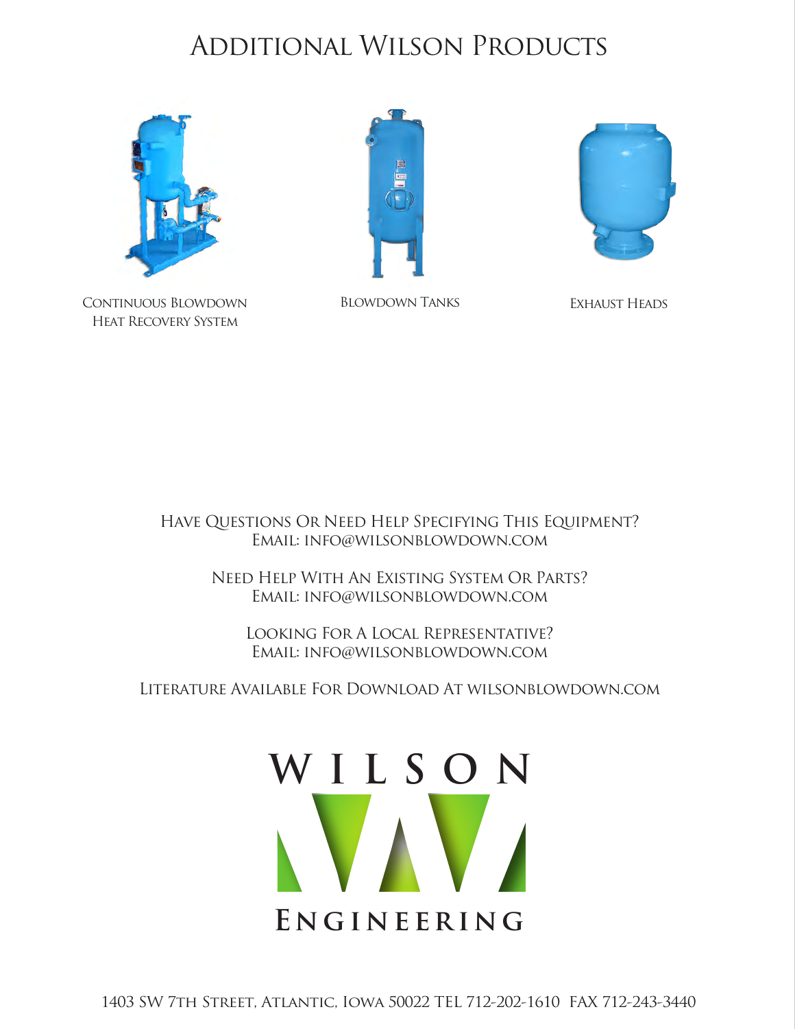# Additional Wilson Products

Continuous Blowdown Heat Recovery System

Blowdown Tanks

Exhaust Heads

Have Questions Or Need Help Specifying This Equipment?
Email: info@wilsonblowdown.com

Need Help With An Existing System Or Parts?
Email: info@wilsonblowdown.com

Looking For A Local Representative?
Email: info@wilsonblowdown.com

Literature Available For Download At wilsonblowdown.com

**WILSON**

**ENGINEERING**

1403 SW 7th Street, Atlantic, Iowa 50022 TEL 712-202-1610 FAX 712-243-3440